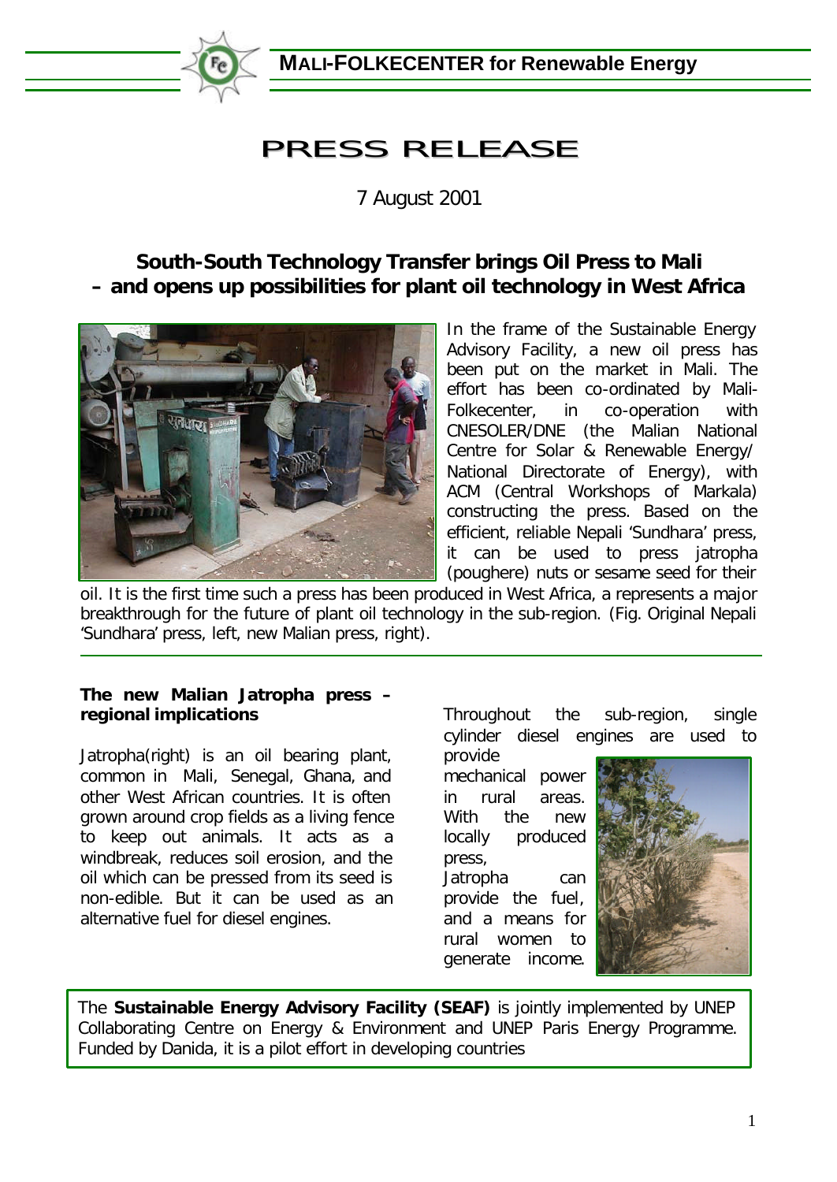**MALI-FOLKECENTER for Renewable Energy**

# PRESS RELEASE

7 August 2001

## South-South Technology Transfer brings Oil Press to Mali – and opens up possibilities for plant oil technology in West Africa

In the frame of the Sustainable Energy Advisory Facility, a new oil press has been put on the market in Mali. The effort has been co-ordinated by Mali-Folkecenter, in co-operation with CNESOLER/DNE (the Malian National Centre for Solar & Renewable Energy/ National Directorate of Energy), with ACM (Central Workshops of Markala) constructing the press. Based on the efficient, reliable Nepali 'Sundhara' press, it can be used to press jatropha (poughere) nuts or sesame seed for their oil. It is the first time such a press has been produced in West Africa, a represents a major breakthrough for the future of plant oil technology in the sub-region. (Fig. Original Nepali 'Sundhara' press, left, new Malian press, right).

### The new Malian Jatropha press – regional implications

Jatropha(right) is an oil bearing plant, common in Mali, Senegal, Ghana, and other West African countries. It is often grown around crop fields as a living fence to keep out animals. It acts as a windbreak, reduces soil erosion, and the oil which can be pressed from its seed is non-edible. But it can be used as an alternative fuel for diesel engines.

Throughout the sub-region, single cylinder diesel engines are used to provide mechanical power in rural areas. With the new locally produced press, Jatropha can provide the fuel, and a means for rural women to generate income.

The **Sustainable Energy Advisory Facility (SEAF)** is jointly implemented by UNEP Collaborating Centre on Energy & Environment and UNEP Paris Energy Programme. Funded by Danida, it is a pilot effort in developing countries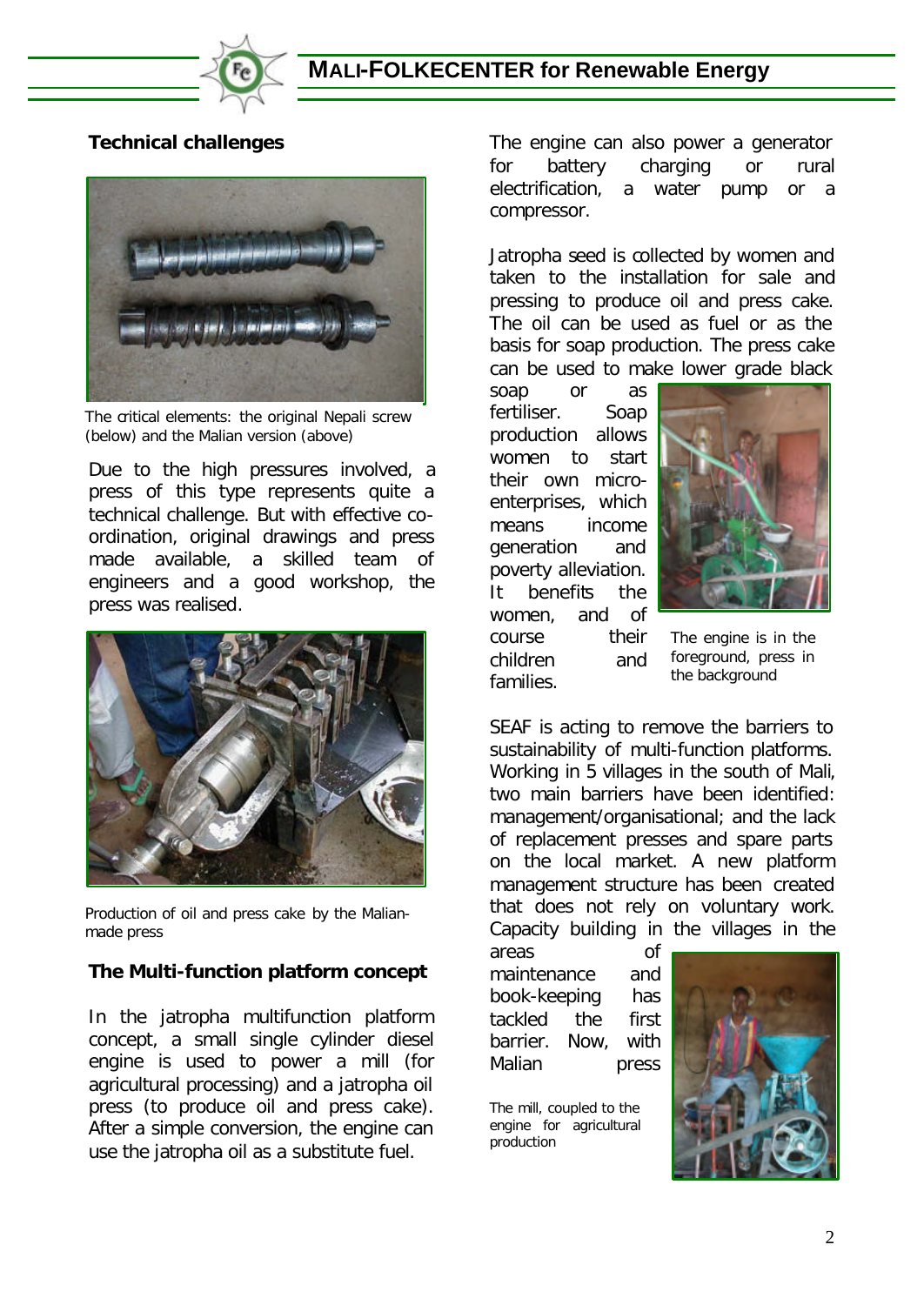## Technical challenges

The critical elements: the original Nepali screw (below) and the Malian version (above)

Due to the high pressures involved, a press of this type represents quite a technical challenge. But with effective co-ordination, original drawings and press made available, a skilled team of engineers and a good workshop, the press was realised.

Production of oil and press cake by the Malian-made press

## The Multi-function platform concept

In the jatropha multifunction platform concept, a small single cylinder diesel engine is used to power a mill (for agricultural processing) and a jatropha oil press (to produce oil and press cake). After a simple conversion, the engine can use the jatropha oil as a substitute fuel.

The engine can also power a generator for battery charging or rural electrification, a water pump or a compressor.

Jatropha seed is collected by women and taken to the installation for sale and pressing to produce oil and press cake. The oil can be used as fuel or as the basis for soap production. The press cake can be used to make lower grade black soap or as fertiliser. Soap production allows women to start their own micro-enterprises, which means income generation and poverty alleviation. It benefits the women, and of course their children and families.

The engine is in the foreground, press in the background

SEAF is acting to remove the barriers to sustainability of multi-function platforms. Working in 5 villages in the south of Mali, two main barriers have been identified: management/organisational; and the lack of replacement presses and spare parts on the local market. A new platform management structure has been created that does not rely on voluntary work. Capacity building in the villages in the areas of maintenance and book-keeping has tackled the first barrier. Now, with Malian press

The mill, coupled to the engine for agricultural production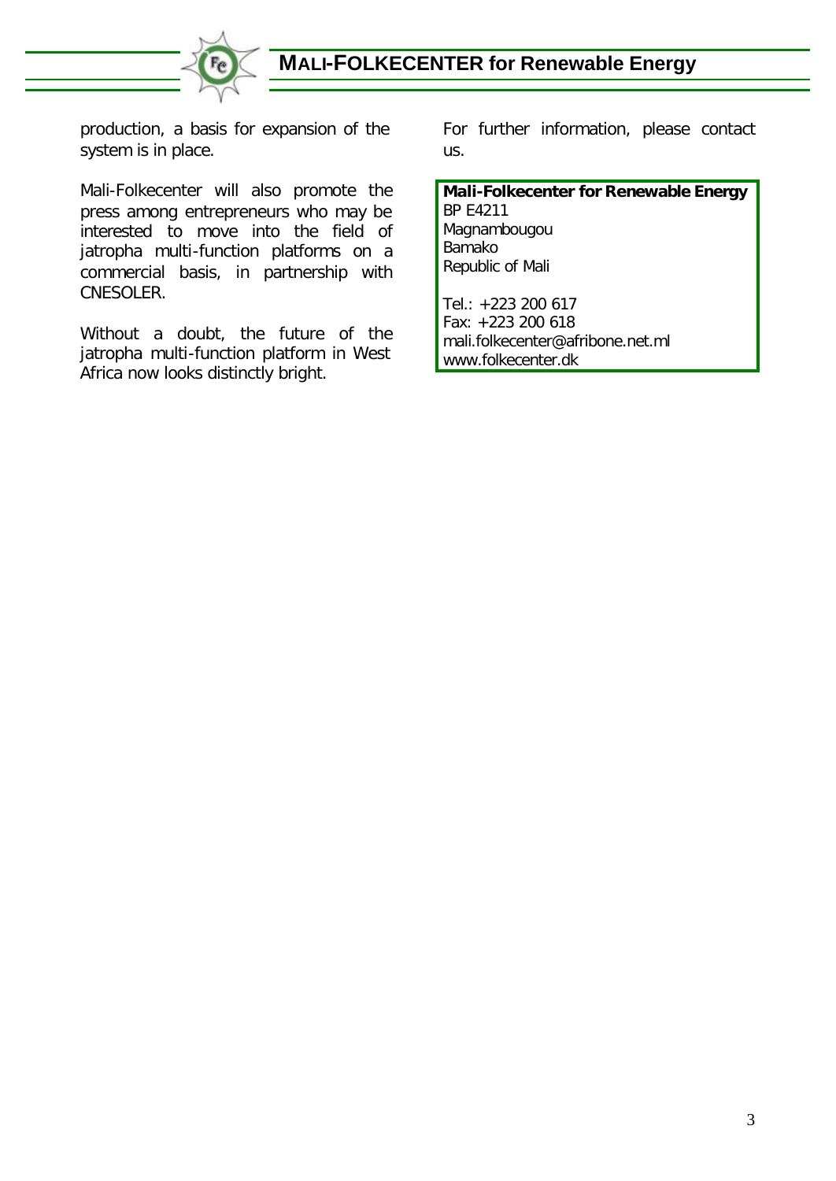production, a basis for expansion of the system is in place.

Mali-Folkecenter will also promote the press among entrepreneurs who may be interested to move into the field of jatropha multi-function platforms on a commercial basis, in partnership with CNESOLER.

Without a doubt, the future of the jatropha multi-function platform in West Africa now looks distinctly bright.

For further information, please contact us.

**Mali-Folkecenter for Renewable Energy**
BP E4211
Magnambougou
Bamako
Republic of Mali

Tel.: +223 200 617
Fax: +223 200 618
mali.folkecenter@afribone.net.ml
www.folkecenter.dk